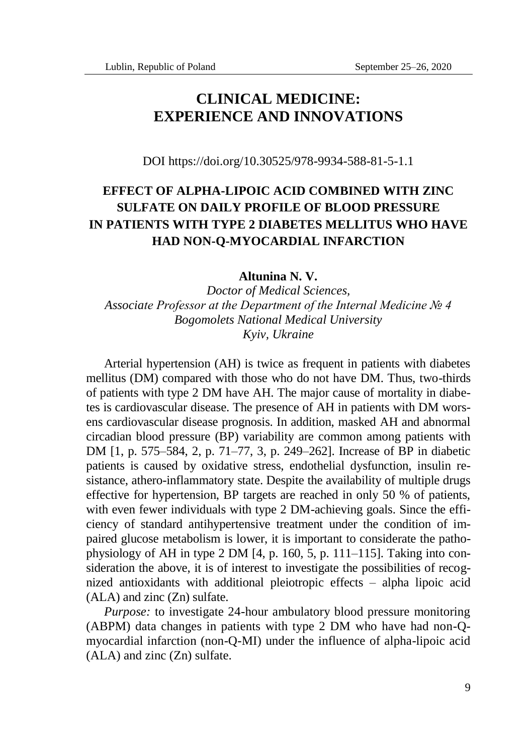# CLINICAL MEDICINE: EXPERIENCE AND INNOVATIONS

DOI https://doi.org/10.30525/978-9934-588-81-5-1.1

## EFFECT OF ALPHA-LIPOIC ACID COMBINED WITH ZINC SULFATE ON DAILY PROFILE OF BLOOD PRESSURE IN PATIENTS WITH TYPE 2 DIABETES MELLITUS WHO HAVE HAD NON-Q-MYOCARDIAL INFARCTION

**Altunina N. V.**

*Doctor of Medical Sciences,*
*Associate Professor at the Department of the Internal Medicine № 4*
*Bogomolets National Medical University*
*Kyiv, Ukraine*

Arterial hypertension (AH) is twice as frequent in patients with diabetes mellitus (DM) compared with those who do not have DM. Thus, two-thirds of patients with type 2 DM have AH. The major cause of mortality in diabetes is cardiovascular disease. The presence of AH in patients with DM worsens cardiovascular disease prognosis. In addition, masked AH and abnormal circadian blood pressure (BP) variability are common among patients with DM [1, p. 575–584, 2, p. 71–77, 3, p. 249–262]. Increase of BP in diabetic patients is caused by oxidative stress, endothelial dysfunction, insulin resistance, athero-inflammatory state. Despite the availability of multiple drugs effective for hypertension, BP targets are reached in only 50 % of patients, with even fewer individuals with type 2 DM-achieving goals. Since the efficiency of standard antihypertensive treatment under the condition of impaired glucose metabolism is lower, it is important to considerate the pathophysiology of AH in type 2 DM [4, p. 160, 5, p. 111–115]. Taking into consideration the above, it is of interest to investigate the possibilities of recognized antioxidants with additional pleiotropic effects – alpha lipoic acid (ALA) and zinc (Zn) sulfate.

*Purpose:* to investigate 24-hour ambulatory blood pressure monitoring (ABPM) data changes in patients with type 2 DM who have had non-Q-myocardial infarction (non-Q-MI) under the influence of alpha-lipoic acid (ALA) and zinc (Zn) sulfate.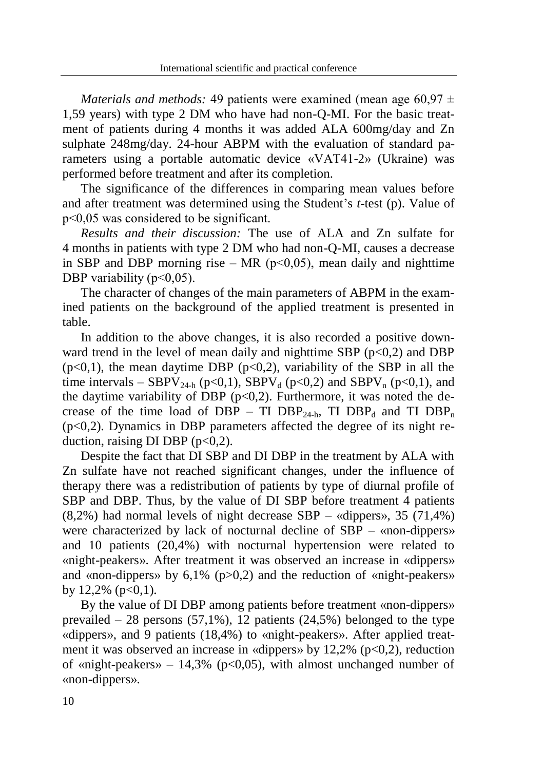*Materials and methods:* 49 patients were examined (mean age 60,97 ± 1,59 years) with type 2 DM who have had non-Q-MI. For the basic treatment of patients during 4 months it was added ALA 600mg/day and Zn sulphate 248mg/day. 24-hour ABPM with the evaluation of standard parameters using a portable automatic device «VAT41-2» (Ukraine) was performed before treatment and after its completion.

The significance of the differences in comparing mean values before and after treatment was determined using the Student's *t*-test (p). Value of $p<0,05$ was considered to be significant.

*Results and their discussion:* The use of ALA and Zn sulfate for 4 months in patients with type 2 DM who had non-Q-MI, causes a decrease in SBP and DBP morning rise – MR ($p<0,05$), mean daily and nighttime DBP variability ($p<0,05$).

The character of changes of the main parameters of ABPM in the examined patients on the background of the applied treatment is presented in table.

In addition to the above changes, it is also recorded a positive downward trend in the level of mean daily and nighttime SBP ($p<0,2$) and DBP ($p<0,1$), the mean daytime DBP ($p<0,2$), variability of the SBP in all the time intervals – $SBPV_{24\text{-}h}$ ($p<0,1$), $SBPV_d$ ($p<0,2$) and $SBPV_n$ ($p<0,1$), and the daytime variability of DBP ($p<0,2$). Furthermore, it was noted the decrease of the time load of DBP – TI $DBP_{24\text{-}h}$, TI $DBP_d$ and TI $DBP_n$ ($p<0,2$). Dynamics in DBP parameters affected the degree of its night reduction, raising DI DBP ($p<0,2$).

Despite the fact that DI SBP and DI DBP in the treatment by ALA with Zn sulfate have not reached significant changes, under the influence of therapy there was a redistribution of patients by type of diurnal profile of SBP and DBP. Thus, by the value of DI SBP before treatment 4 patients (8,2%) had normal levels of night decrease SBP – «dippers», 35 (71,4%) were characterized by lack of nocturnal decline of SBP – «non-dippers» and 10 patients (20,4%) with nocturnal hypertension were related to «night-peakers». After treatment it was observed an increase in «dippers» and «non-dippers» by 6,1% ($p>0,2$) and the reduction of «night-peakers» by 12,2% ($p<0,1$).

By the value of DI DBP among patients before treatment «non-dippers» prevailed – 28 persons (57,1%), 12 patients (24,5%) belonged to the type «dippers», and 9 patients (18,4%) to «night-peakers». After applied treatment it was observed an increase in «dippers» by 12,2% ($p<0,2$), reduction of «night-peakers» – 14,3% ($p<0,05$), with almost unchanged number of «non-dippers».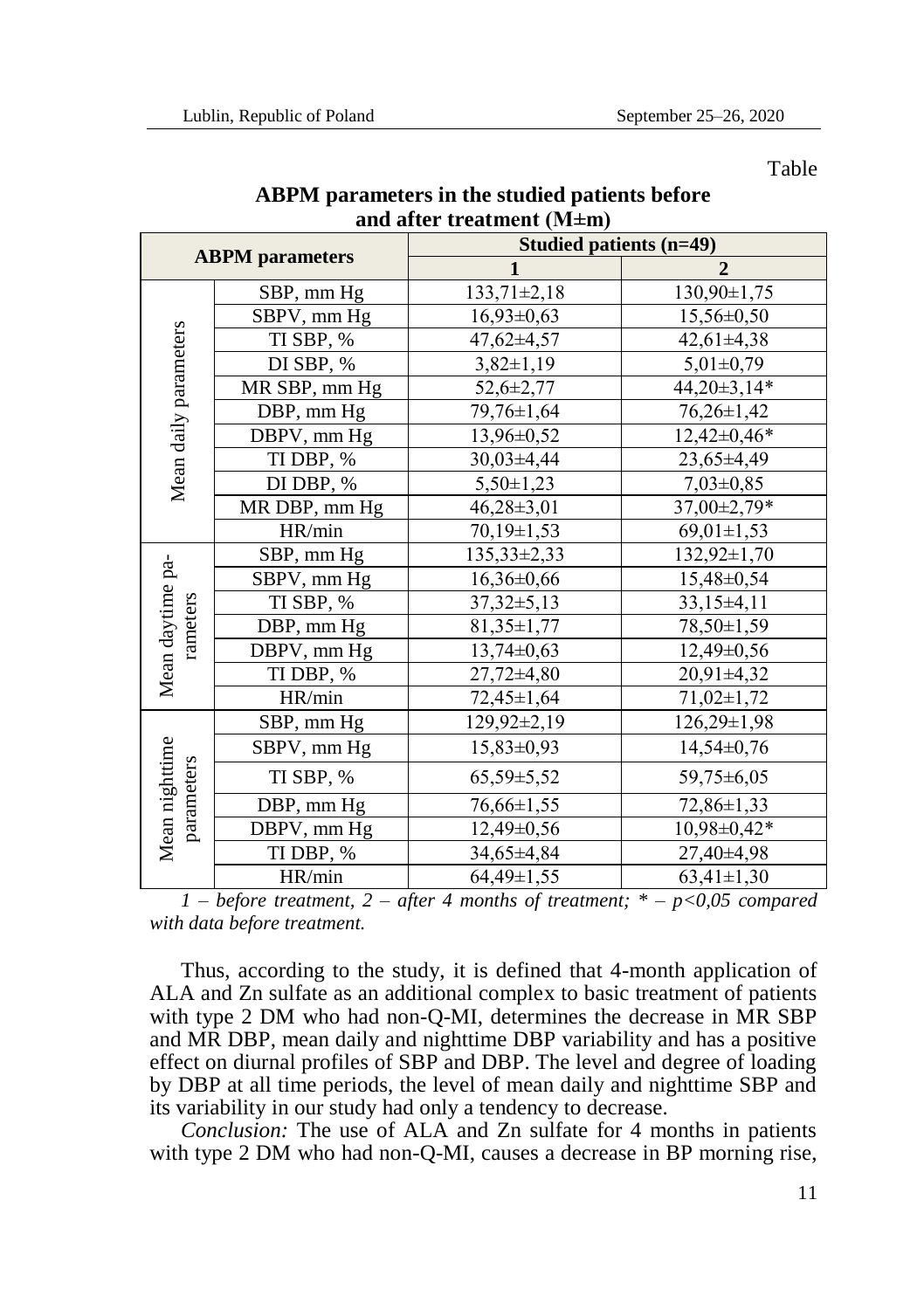Table

**ABPM parameters in the studied patients before and after treatment (M±m)**

| ABPM parameters | | Studied patients (n=49) | |
|---|---|---|---|
| | | 1 | 2 |
| Mean daily parameters | SBP, mm Hg | 133,71±2,18 | 130,90±1,75 |
| | SBPV, mm Hg | 16,93±0,63 | 15,56±0,50 |
| | TI SBP, % | 47,62±4,57 | 42,61±4,38 |
| | DI SBP, % | 3,82±1,19 | 5,01±0,79 |
| | MR SBP, mm Hg | 52,6±2,77 | 44,20±3,14* |
| | DBP, mm Hg | 79,76±1,64 | 76,26±1,42 |
| | DBPV, mm Hg | 13,96±0,52 | 12,42±0,46* |
| | TI DBP, % | 30,03±4,44 | 23,65±4,49 |
| | DI DBP, % | 5,50±1,23 | 7,03±0,85 |
| | MR DBP, mm Hg | 46,28±3,01 | 37,00±2,79* |
| | HR/min | 70,19±1,53 | 69,01±1,53 |
| Mean daytime parameters | SBP, mm Hg | 135,33±2,33 | 132,92±1,70 |
| | SBPV, mm Hg | 16,36±0,66 | 15,48±0,54 |
| | TI SBP, % | 37,32±5,13 | 33,15±4,11 |
| | DBP, mm Hg | 81,35±1,77 | 78,50±1,59 |
| | DBPV, mm Hg | 13,74±0,63 | 12,49±0,56 |
| | TI DBP, % | 27,72±4,80 | 20,91±4,32 |
| | HR/min | 72,45±1,64 | 71,02±1,72 |
| Mean nighttime parameters | SBP, mm Hg | 129,92±2,19 | 126,29±1,98 |
| | SBPV, mm Hg | 15,83±0,93 | 14,54±0,76 |
| | TI SBP, % | 65,59±5,52 | 59,75±6,05 |
| | DBP, mm Hg | 76,66±1,55 | 72,86±1,33 |
| | DBPV, mm Hg | 12,49±0,56 | 10,98±0,42* |
| | TI DBP, % | 34,65±4,84 | 27,40±4,98 |
| | HR/min | 64,49±1,55 | 63,41±1,30 |

*1 – before treatment, 2 – after 4 months of treatment; * – p<0,05 compared with data before treatment.*

Thus, according to the study, it is defined that 4-month application of ALA and Zn sulfate as an additional complex to basic treatment of patients with type 2 DM who had non-Q-MI, determines the decrease in MR SBP and MR DBP, mean daily and nighttime DBP variability and has a positive effect on diurnal profiles of SBP and DBP. The level and degree of loading by DBP at all time periods, the level of mean daily and nighttime SBP and its variability in our study had only a tendency to decrease.

*Conclusion:* The use of ALA and Zn sulfate for 4 months in patients with type 2 DM who had non-Q-MI, causes a decrease in BP morning rise,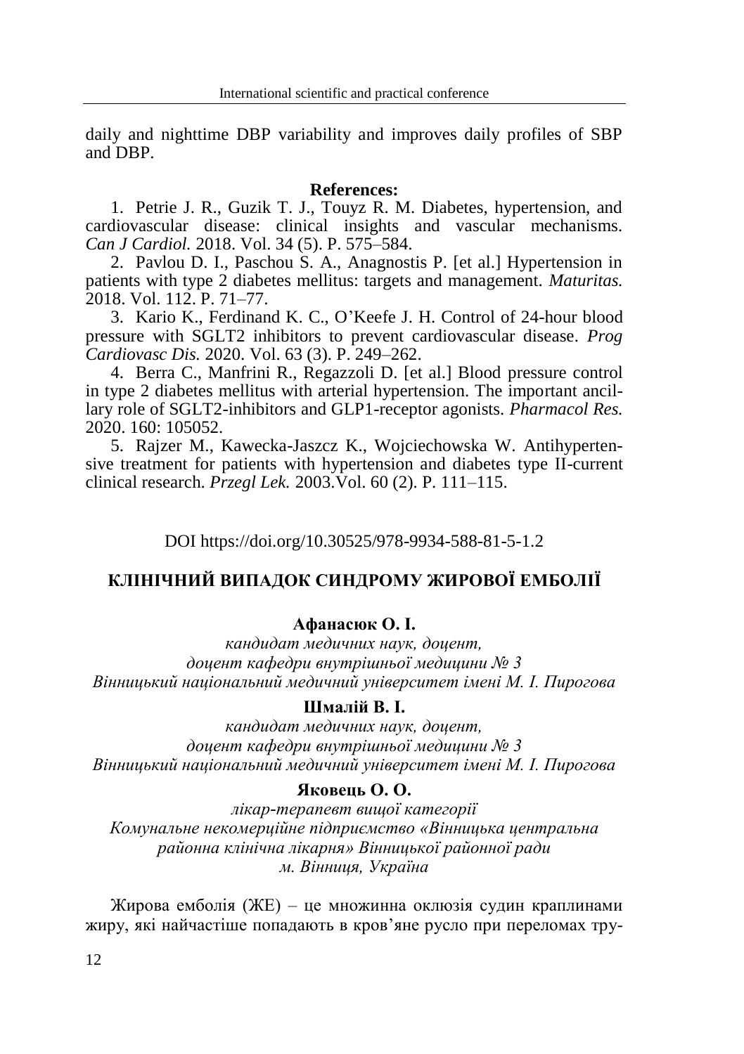daily and nighttime DBP variability and improves daily profiles of SBP and DBP.

**References:**

1. Petrie J. R., Guzik T. J., Touyz R. M. Diabetes, hypertension, and cardiovascular disease: clinical insights and vascular mechanisms. *Can J Cardiol.* 2018. Vol. 34 (5). P. 575–584.
2. Pavlou D. I., Paschou S. A., Anagnostis P. [et al.] Hypertension in patients with type 2 diabetes mellitus: targets and management. *Maturitas.* 2018. Vol. 112. P. 71–77.
3. Kario K., Ferdinand K. C., O'Keefe J. H. Control of 24-hour blood pressure with SGLT2 inhibitors to prevent cardiovascular disease. *Prog Cardiovasc Dis.* 2020. Vol. 63 (3). P. 249–262.
4. Berra C., Manfrini R., Regazzoli D. [et al.] Blood pressure control in type 2 diabetes mellitus with arterial hypertension. The important ancillary role of SGLT2-inhibitors and GLP1-receptor agonists. *Pharmacol Res.* 2020. 160: 105052.
5. Rajzer M., Kawecka-Jaszcz K., Wojciechowska W. Antihypertensive treatment for patients with hypertension and diabetes type II-current clinical research. *Przegl Lek.* 2003.Vol. 60 (2). P. 111–115.

DOI https://doi.org/10.30525/978-9934-588-81-5-1.2

## КЛІНІЧНИЙ ВИПАДОК СИНДРОМУ ЖИРОВОЇ ЕМБОЛІЇ

**Афанасюк О. І.**

*кандидат медичних наук, доцент,*
*доцент кафедри внутрішньої медицини № 3*
*Вінницький національний медичний університет імені М. І. Пирогова*

**Шмалій В. І.**

*кандидат медичних наук, доцент,*
*доцент кафедри внутрішньої медицини № 3*
*Вінницький національний медичний університет імені М. І. Пирогова*

**Яковець О. О.**

*лікар-терапевт вищої категорії*
*Комунальне некомерційне підприємство «Вінницька центральна районна клінічна лікарня» Вінницької районної ради*
*м. Вінниця, Україна*

Жирова емболія (ЖЕ) – це множинна оклюзія судин краплинами жиру, які найчастіше попадають в кров'яне русло при переломах тру-